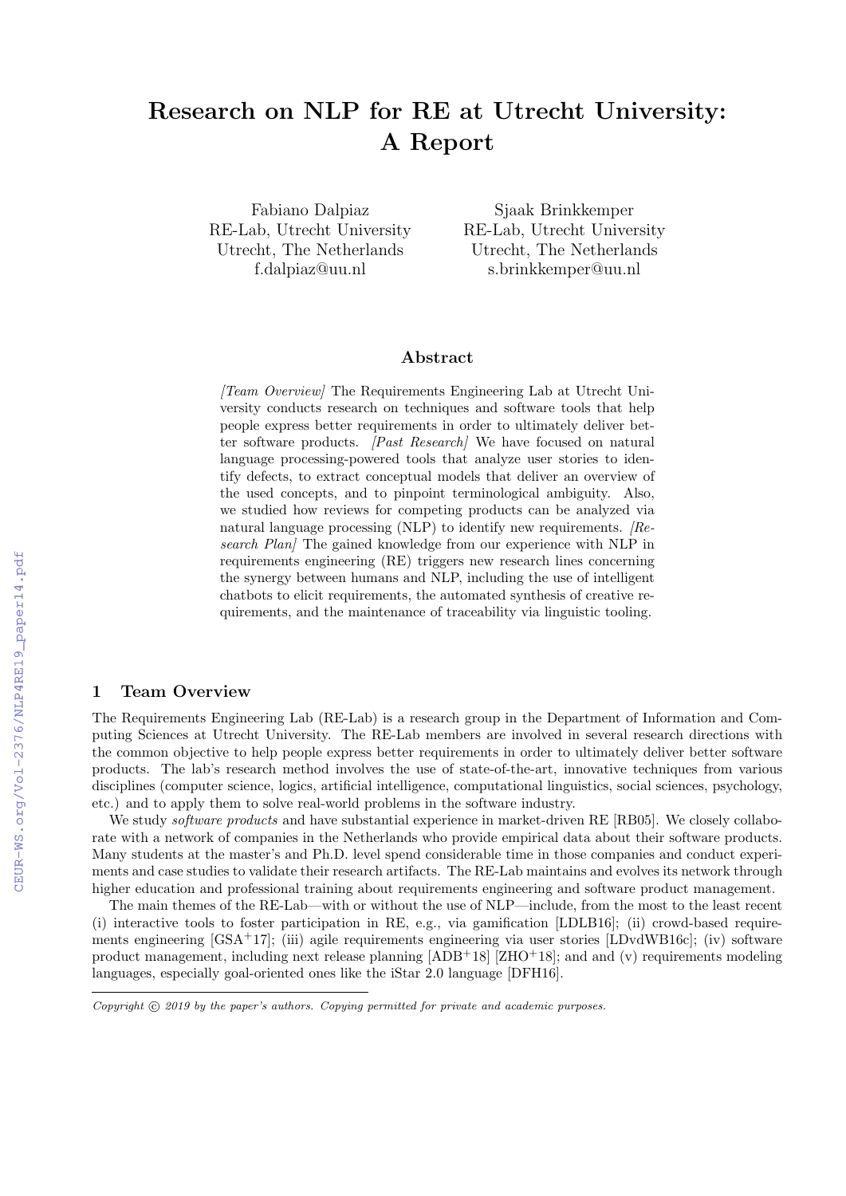# Research on NLP for RE at Utrecht University: A Report

Fabiano Dalpiaz
RE-Lab, Utrecht University
Utrecht, The Netherlands
f.dalpiaz@uu.nl

Sjaak Brinkkemper
RE-Lab, Utrecht University
Utrecht, The Netherlands
s.brinkkemper@uu.nl

## Abstract

*[Team Overview]* The Requirements Engineering Lab at Utrecht University conducts research on techniques and software tools that help people express better requirements in order to ultimately deliver better software products. *[Past Research]* We have focused on natural language processing-powered tools that analyze user stories to identify defects, to extract conceptual models that deliver an overview of the used concepts, and to pinpoint terminological ambiguity. Also, we studied how reviews for competing products can be analyzed via natural language processing (NLP) to identify new requirements. *[Research Plan]* The gained knowledge from our experience with NLP in requirements engineering (RE) triggers new research lines concerning the synergy between humans and NLP, including the use of intelligent chatbots to elicit requirements, the automated synthesis of creative requirements, and the maintenance of traceability via linguistic tooling.

## 1 Team Overview

The Requirements Engineering Lab (RE-Lab) is a research group in the Department of Information and Computing Sciences at Utrecht University. The RE-Lab members are involved in several research directions with the common objective to help people express better requirements in order to ultimately deliver better software products. The lab's research method involves the use of state-of-the-art, innovative techniques from various disciplines (computer science, logics, artificial intelligence, computational linguistics, social sciences, psychology, etc.) and to apply them to solve real-world problems in the software industry.

We study *software products* and have substantial experience in market-driven RE [RB05]. We closely collaborate with a network of companies in the Netherlands who provide empirical data about their software products. Many students at the master's and Ph.D. level spend considerable time in those companies and conduct experiments and case studies to validate their research artifacts. The RE-Lab maintains and evolves its network through higher education and professional training about requirements engineering and software product management.

The main themes of the RE-Lab—with or without the use of NLP—include, from the most to the least recent (i) interactive tools to foster participation in RE, e.g., via gamification [LDLB16]; (ii) crowd-based requirements engineering [GSA+17]; (iii) agile requirements engineering via user stories [LDvdWB16c]; (iv) software product management, including next release planning [ADB+18] [ZHO+18]; and and (v) requirements modeling languages, especially goal-oriented ones like the iStar 2.0 language [DFH16].

*Copyright © 2019 by the paper's authors. Copying permitted for private and academic purposes.*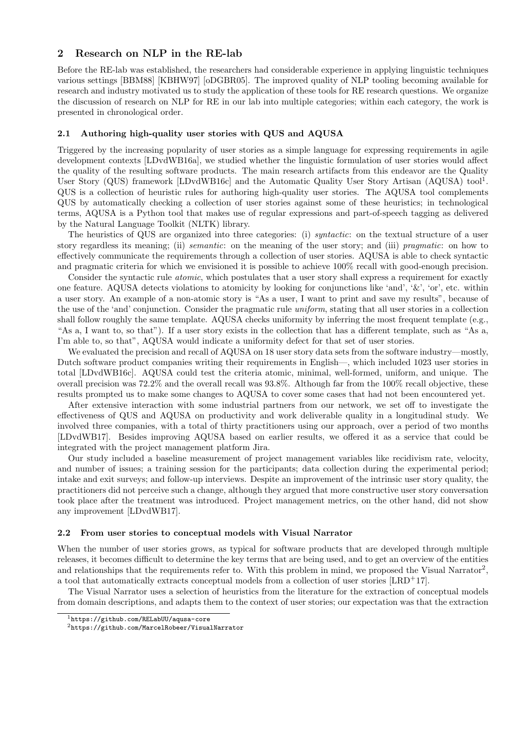## 2 Research on NLP in the RE-lab

Before the RE-lab was established, the researchers had considerable experience in applying linguistic techniques various settings [BBM88] [KBHW97] [oDGBR05]. The improved quality of NLP tooling becoming available for research and industry motivated us to study the application of these tools for RE research questions. We organize the discussion of research on NLP for RE in our lab into multiple categories; within each category, the work is presented in chronological order.

### 2.1 Authoring high-quality user stories with QUS and AQUSA

Triggered by the increasing popularity of user stories as a simple language for expressing requirements in agile development contexts [LDvdWB16a], we studied whether the linguistic formulation of user stories would affect the quality of the resulting software products. The main research artifacts from this endeavor are the Quality User Story (QUS) framework [LDvdWB16c] and the Automatic Quality User Story Artisan (AQUSA) tool[1]. QUS is a collection of heuristic rules for authoring high-quality user stories. The AQUSA tool complements QUS by automatically checking a collection of user stories against some of these heuristics; in technological terms, AQUSA is a Python tool that makes use of regular expressions and part-of-speech tagging as delivered by the Natural Language Toolkit (NLTK) library.

The heuristics of QUS are organized into three categories: (i) *syntactic*: on the textual structure of a user story regardless its meaning; (ii) *semantic*: on the meaning of the user story; and (iii) *pragmatic*: on how to effectively communicate the requirements through a collection of user stories. AQUSA is able to check syntactic and pragmatic criteria for which we envisioned it is possible to achieve 100% recall with good-enough precision.

Consider the syntactic rule *atomic*, which postulates that a user story shall express a requirement for exactly one feature. AQUSA detects violations to atomicity by looking for conjunctions like 'and', '&', 'or', etc. within a user story. An example of a non-atomic story is "As a user, I want to print and save my results", because of the use of the 'and' conjunction. Consider the pragmatic rule *uniform*, stating that all user stories in a collection shall follow roughly the same template. AQUSA checks uniformity by inferring the most frequent template (e.g., "As a, I want to, so that"). If a user story exists in the collection that has a different template, such as "As a, I'm able to, so that", AQUSA would indicate a uniformity defect for that set of user stories.

We evaluated the precision and recall of AQUSA on 18 user story data sets from the software industry—mostly, Dutch software product companies writing their requirements in English—, which included 1023 user stories in total [LDvdWB16c]. AQUSA could test the criteria atomic, minimal, well-formed, uniform, and unique. The overall precision was 72.2% and the overall recall was 93.8%. Although far from the 100% recall objective, these results prompted us to make some changes to AQUSA to cover some cases that had not been encountered yet.

After extensive interaction with some industrial partners from our network, we set off to investigate the effectiveness of QUS and AQUSA on productivity and work deliverable quality in a longitudinal study. We involved three companies, with a total of thirty practitioners using our approach, over a period of two months [LDvdWB17]. Besides improving AQUSA based on earlier results, we offered it as a service that could be integrated with the project management platform Jira.

Our study included a baseline measurement of project management variables like recidivism rate, velocity, and number of issues; a training session for the participants; data collection during the experimental period; intake and exit surveys; and follow-up interviews. Despite an improvement of the intrinsic user story quality, the practitioners did not perceive such a change, although they argued that more constructive user story conversation took place after the treatment was introduced. Project management metrics, on the other hand, did not show any improvement [LDvdWB17].

### 2.2 From user stories to conceptual models with Visual Narrator

When the number of user stories grows, as typical for software products that are developed through multiple releases, it becomes difficult to determine the key terms that are being used, and to get an overview of the entities and relationships that the requirements refer to. With this problem in mind, we proposed the Visual Narrator[2], a tool that automatically extracts conceptual models from a collection of user stories [LRD+17].

The Visual Narrator uses a selection of heuristics from the literature for the extraction of conceptual models from domain descriptions, and adapts them to the context of user stories; our expectation was that the extraction

[1] https://github.com/RELabUU/aqusa-core

[2] https://github.com/MarcelRobeer/VisualNarrator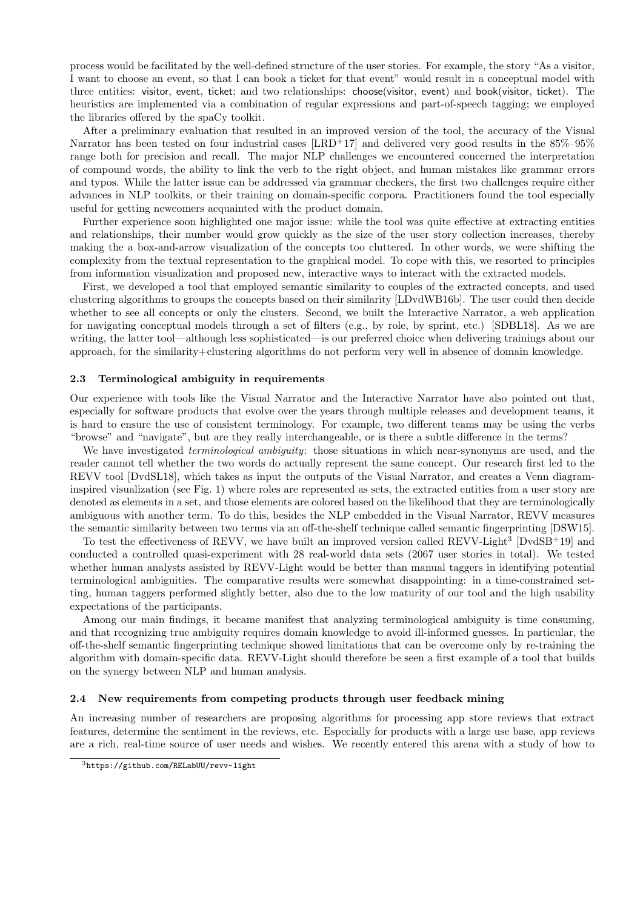process would be facilitated by the well-defined structure of the user stories. For example, the story "As a visitor, I want to choose an event, so that I can book a ticket for that event" would result in a conceptual model with three entities: visitor, event, ticket; and two relationships: choose(visitor, event) and book(visitor, ticket). The heuristics are implemented via a combination of regular expressions and part-of-speech tagging; we employed the libraries offered by the spaCy toolkit.

After a preliminary evaluation that resulted in an improved version of the tool, the accuracy of the Visual Narrator has been tested on four industrial cases [LRD+17] and delivered very good results in the 85%–95% range both for precision and recall. The major NLP challenges we encountered concerned the interpretation of compound words, the ability to link the verb to the right object, and human mistakes like grammar errors and typos. While the latter issue can be addressed via grammar checkers, the first two challenges require either advances in NLP toolkits, or their training on domain-specific corpora. Practitioners found the tool especially useful for getting newcomers acquainted with the product domain.

Further experience soon highlighted one major issue: while the tool was quite effective at extracting entities and relationships, their number would grow quickly as the size of the user story collection increases, thereby making the a box-and-arrow visualization of the concepts too cluttered. In other words, we were shifting the complexity from the textual representation to the graphical model. To cope with this, we resorted to principles from information visualization and proposed new, interactive ways to interact with the extracted models.

First, we developed a tool that employed semantic similarity to couples of the extracted concepts, and used clustering algorithms to groups the concepts based on their similarity [LDvdWB16b]. The user could then decide whether to see all concepts or only the clusters. Second, we built the Interactive Narrator, a web application for navigating conceptual models through a set of filters (e.g., by role, by sprint, etc.) [SDBL18]. As we are writing, the latter tool—although less sophisticated—is our preferred choice when delivering trainings about our approach, for the similarity+clustering algorithms do not perform very well in absence of domain knowledge.

### 2.3 Terminological ambiguity in requirements

Our experience with tools like the Visual Narrator and the Interactive Narrator have also pointed out that, especially for software products that evolve over the years through multiple releases and development teams, it is hard to ensure the use of consistent terminology. For example, two different teams may be using the verbs "browse" and "navigate", but are they really interchangeable, or is there a subtle difference in the terms?

We have investigated *terminological ambiguity*: those situations in which near-synonyms are used, and the reader cannot tell whether the two words do actually represent the same concept. Our research first led to the REVV tool [DvdSL18], which takes as input the outputs of the Visual Narrator, and creates a Venn diagram-inspired visualization (see Fig. 1) where roles are represented as sets, the extracted entities from a user story are denoted as elements in a set, and those elements are colored based on the likelihood that they are terminologically ambiguous with another term. To do this, besides the NLP embedded in the Visual Narrator, REVV measures the semantic similarity between two terms via an off-the-shelf technique called semantic fingerprinting [DSW15].

To test the effectiveness of REVV, we have built an improved version called REVV-Light[3] [DvdSB+19] and conducted a controlled quasi-experiment with 28 real-world data sets (2067 user stories in total). We tested whether human analysts assisted by REVV-Light would be better than manual taggers in identifying potential terminological ambiguities. The comparative results were somewhat disappointing: in a time-constrained setting, human taggers performed slightly better, also due to the low maturity of our tool and the high usability expectations of the participants.

Among our main findings, it became manifest that analyzing terminological ambiguity is time consuming, and that recognizing true ambiguity requires domain knowledge to avoid ill-informed guesses. In particular, the off-the-shelf semantic fingerprinting technique showed limitations that can be overcome only by re-training the algorithm with domain-specific data. REVV-Light should therefore be seen a first example of a tool that builds on the synergy between NLP and human analysis.

### 2.4 New requirements from competing products through user feedback mining

An increasing number of researchers are proposing algorithms for processing app store reviews that extract features, determine the sentiment in the reviews, etc. Especially for products with a large use base, app reviews are a rich, real-time source of user needs and wishes. We recently entered this arena with a study of how to

[3] https://github.com/RELabUU/revv-light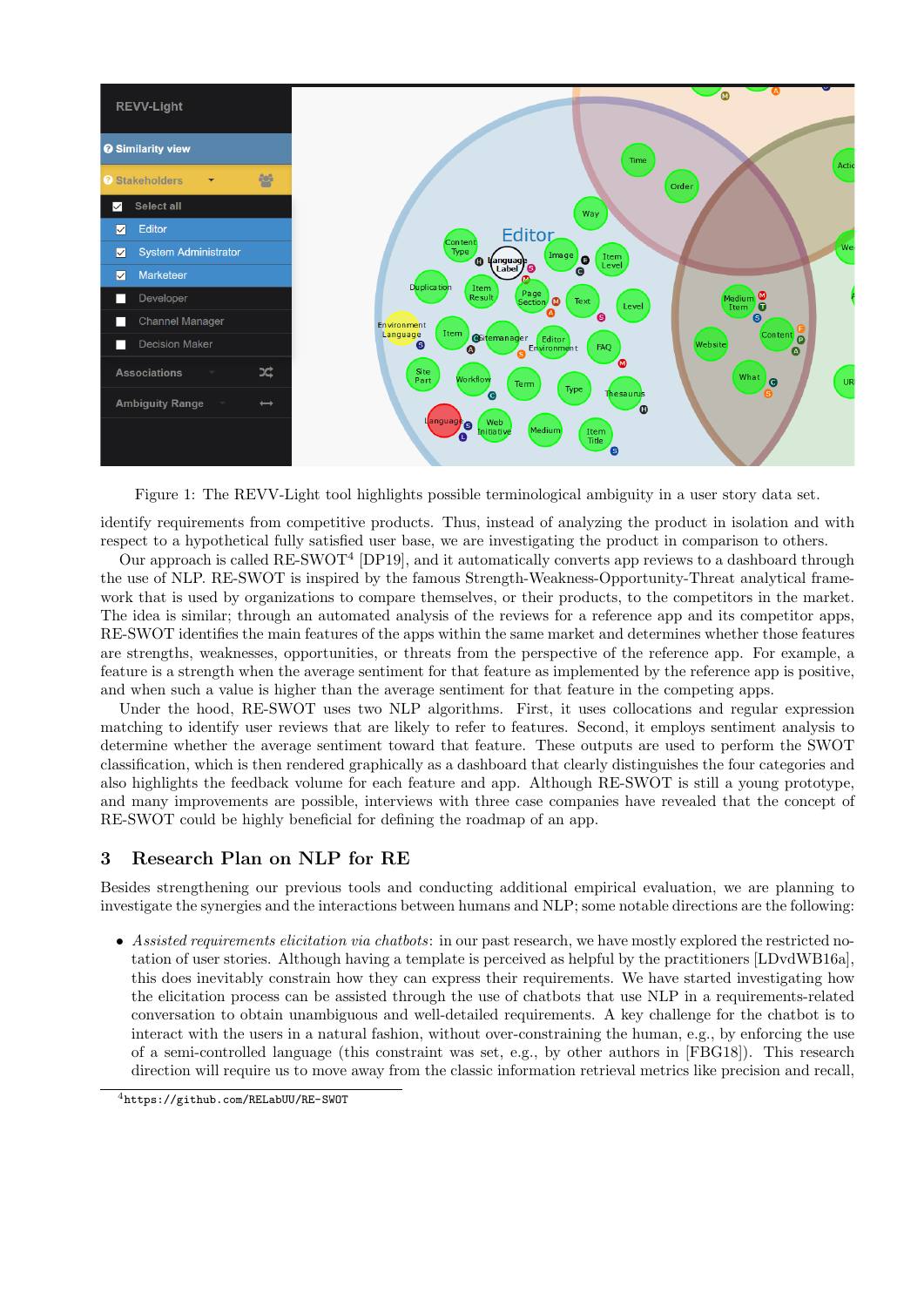Figure 1: The REVV-Light tool highlights possible terminological ambiguity in a user story data set.

identify requirements from competitive products. Thus, instead of analyzing the product in isolation and with respect to a hypothetical fully satisfied user base, we are investigating the product in comparison to others.

Our approach is called RE-SWOT[4] [DP19], and it automatically converts app reviews to a dashboard through the use of NLP. RE-SWOT is inspired by the famous Strength-Weakness-Opportunity-Threat analytical framework that is used by organizations to compare themselves, or their products, to the competitors in the market. The idea is similar; through an automated analysis of the reviews for a reference app and its competitor apps, RE-SWOT identifies the main features of the apps within the same market and determines whether those features are strengths, weaknesses, opportunities, or threats from the perspective of the reference app. For example, a feature is a strength when the average sentiment for that feature as implemented by the reference app is positive, and when such a value is higher than the average sentiment for that feature in the competing apps.

Under the hood, RE-SWOT uses two NLP algorithms. First, it uses collocations and regular expression matching to identify user reviews that are likely to refer to features. Second, it employs sentiment analysis to determine whether the average sentiment toward that feature. These outputs are used to perform the SWOT classification, which is then rendered graphically as a dashboard that clearly distinguishes the four categories and also highlights the feedback volume for each feature and app. Although RE-SWOT is still a young prototype, and many improvements are possible, interviews with three case companies have revealed that the concept of RE-SWOT could be highly beneficial for defining the roadmap of an app.

## 3 Research Plan on NLP for RE

Besides strengthening our previous tools and conducting additional empirical evaluation, we are planning to investigate the synergies and the interactions between humans and NLP; some notable directions are the following:

- *Assisted requirements elicitation via chatbots*: in our past research, we have mostly explored the restricted notation of user stories. Although having a template is perceived as helpful by the practitioners [LDvdWB16a], this does inevitably constrain how they can express their requirements. We have started investigating how the elicitation process can be assisted through the use of chatbots that use NLP in a requirements-related conversation to obtain unambiguous and well-detailed requirements. A key challenge for the chatbot is to interact with the users in a natural fashion, without over-constraining the human, e.g., by enforcing the use of a semi-controlled language (this constraint was set, e.g., by other authors in [FBG18]). This research direction will require us to move away from the classic information retrieval metrics like precision and recall,

[4] https://github.com/RELabUU/RE-SWOT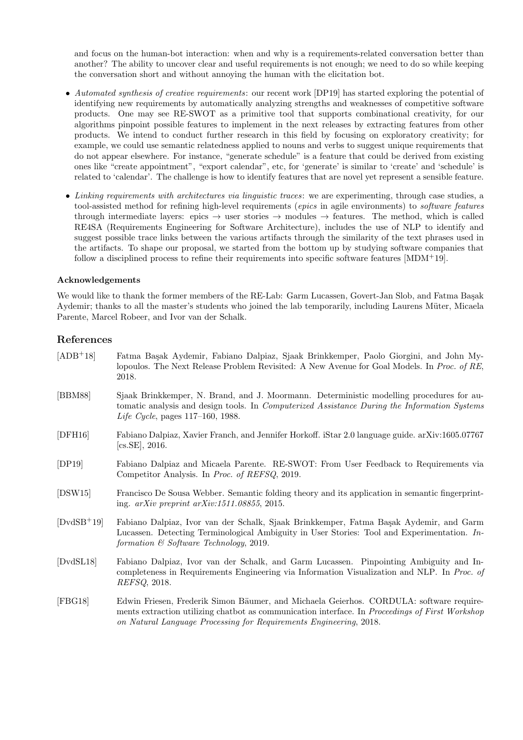and focus on the human-bot interaction: when and why is a requirements-related conversation better than another? The ability to uncover clear and useful requirements is not enough; we need to do so while keeping the conversation short and without annoying the human with the elicitation bot.

- *Automated synthesis of creative requirements*: our recent work [DP19] has started exploring the potential of identifying new requirements by automatically analyzing strengths and weaknesses of competitive software products. One may see RE-SWOT as a primitive tool that supports combinational creativity, for our algorithms pinpoint possible features to implement in the next releases by extracting features from other products. We intend to conduct further research in this field by focusing on exploratory creativity; for example, we could use semantic relatedness applied to nouns and verbs to suggest unique requirements that do not appear elsewhere. For instance, "generate schedule" is a feature that could be derived from existing ones like "create appointment", "export calendar", etc, for 'generate' is similar to 'create' and 'schedule' is related to 'calendar'. The challenge is how to identify features that are novel yet represent a sensible feature.
- *Linking requirements with architectures via linguistic traces*: we are experimenting, through case studies, a tool-assisted method for refining high-level requirements (*epics* in agile environments) to *software features* through intermediate layers: epics → user stories → modules → features. The method, which is called RE4SA (Requirements Engineering for Software Architecture), includes the use of NLP to identify and suggest possible trace links between the various artifacts through the similarity of the text phrases used in the artifacts. To shape our proposal, we started from the bottom up by studying software companies that follow a disciplined process to refine their requirements into specific software features [MDM+19].

### Acknowledgements

We would like to thank the former members of the RE-Lab: Garm Lucassen, Govert-Jan Slob, and Fatma Başak Aydemir; thanks to all the master's students who joined the lab temporarily, including Laurens Müter, Micaela Parente, Marcel Robeer, and Ivor van der Schalk.

## References

[ADB+18] Fatma Başak Aydemir, Fabiano Dalpiaz, Sjaak Brinkkemper, Paolo Giorgini, and John Mylopoulos. The Next Release Problem Revisited: A New Avenue for Goal Models. In *Proc. of RE*, 2018.

[BBM88] Sjaak Brinkkemper, N. Brand, and J. Moormann. Deterministic modelling procedures for automatic analysis and design tools. In *Computerized Assistance During the Information Systems Life Cycle*, pages 117–160, 1988.

[DFH16] Fabiano Dalpiaz, Xavier Franch, and Jennifer Horkoff. iStar 2.0 language guide. arXiv:1605.07767 [cs.SE], 2016.

[DP19] Fabiano Dalpiaz and Micaela Parente. RE-SWOT: From User Feedback to Requirements via Competitor Analysis. In *Proc. of REFSQ*, 2019.

[DSW15] Francisco De Sousa Webber. Semantic folding theory and its application in semantic fingerprinting. *arXiv preprint arXiv:1511.08855*, 2015.

[DvdSB+19] Fabiano Dalpiaz, Ivor van der Schalk, Sjaak Brinkkemper, Fatma Başak Aydemir, and Garm Lucassen. Detecting Terminological Ambiguity in User Stories: Tool and Experimentation. *Information & Software Technology*, 2019.

[DvdSL18] Fabiano Dalpiaz, Ivor van der Schalk, and Garm Lucassen. Pinpointing Ambiguity and Incompleteness in Requirements Engineering via Information Visualization and NLP. In *Proc. of REFSQ*, 2018.

[FBG18] Edwin Friesen, Frederik Simon Bäumer, and Michaela Geierhos. CORDULA: software requirements extraction utilizing chatbot as communication interface. In *Proceedings of First Workshop on Natural Language Processing for Requirements Engineering*, 2018.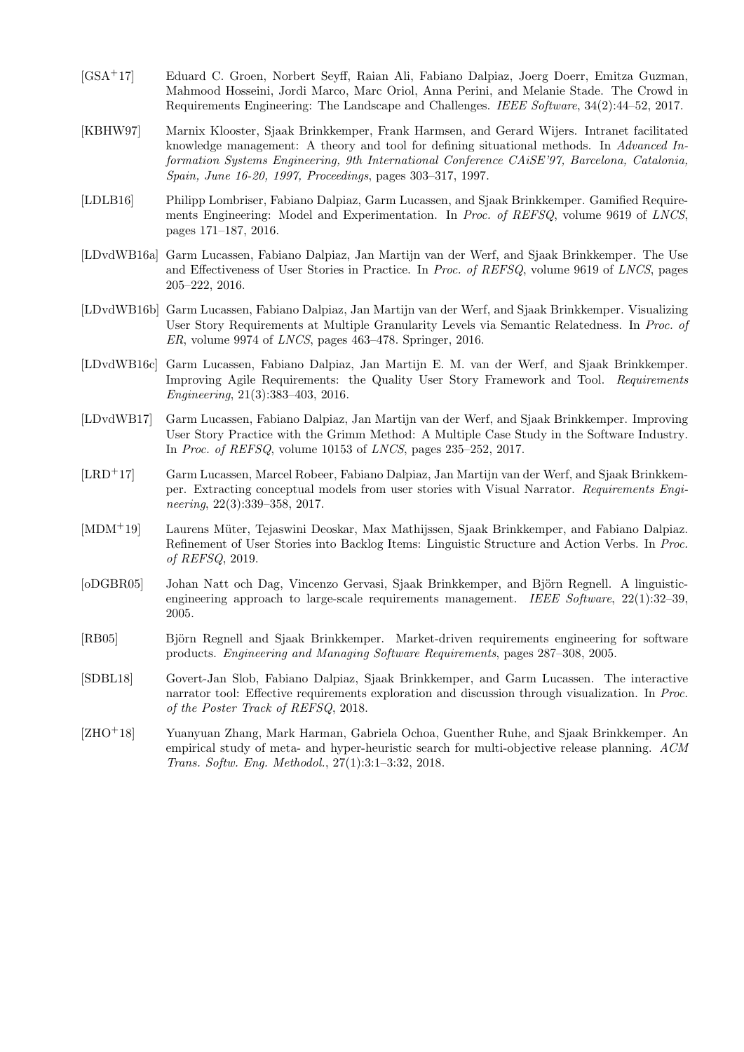[GSA+17] Eduard C. Groen, Norbert Seyff, Raian Ali, Fabiano Dalpiaz, Joerg Doerr, Emitza Guzman, Mahmood Hosseini, Jordi Marco, Marc Oriol, Anna Perini, and Melanie Stade. The Crowd in Requirements Engineering: The Landscape and Challenges. *IEEE Software*, 34(2):44–52, 2017.

[KBHW97] Marnix Klooster, Sjaak Brinkkemper, Frank Harmsen, and Gerard Wijers. Intranet facilitated knowledge management: A theory and tool for defining situational methods. In *Advanced Information Systems Engineering, 9th International Conference CAiSE'97, Barcelona, Catalonia, Spain, June 16-20, 1997, Proceedings*, pages 303–317, 1997.

[LDLB16] Philipp Lombriser, Fabiano Dalpiaz, Garm Lucassen, and Sjaak Brinkkemper. Gamified Requirements Engineering: Model and Experimentation. In *Proc. of REFSQ*, volume 9619 of *LNCS*, pages 171–187, 2016.

[LDvdWB16a] Garm Lucassen, Fabiano Dalpiaz, Jan Martijn van der Werf, and Sjaak Brinkkemper. The Use and Effectiveness of User Stories in Practice. In *Proc. of REFSQ*, volume 9619 of *LNCS*, pages 205–222, 2016.

[LDvdWB16b] Garm Lucassen, Fabiano Dalpiaz, Jan Martijn van der Werf, and Sjaak Brinkkemper. Visualizing User Story Requirements at Multiple Granularity Levels via Semantic Relatedness. In *Proc. of ER*, volume 9974 of *LNCS*, pages 463–478. Springer, 2016.

[LDvdWB16c] Garm Lucassen, Fabiano Dalpiaz, Jan Martijn E. M. van der Werf, and Sjaak Brinkkemper. Improving Agile Requirements: the Quality User Story Framework and Tool. *Requirements Engineering*, 21(3):383–403, 2016.

[LDvdWB17] Garm Lucassen, Fabiano Dalpiaz, Jan Martijn van der Werf, and Sjaak Brinkkemper. Improving User Story Practice with the Grimm Method: A Multiple Case Study in the Software Industry. In *Proc. of REFSQ*, volume 10153 of *LNCS*, pages 235–252, 2017.

[LRD+17] Garm Lucassen, Marcel Robeer, Fabiano Dalpiaz, Jan Martijn van der Werf, and Sjaak Brinkkemper. Extracting conceptual models from user stories with Visual Narrator. *Requirements Engineering*, 22(3):339–358, 2017.

[MDM+19] Laurens Müter, Tejaswini Deoskar, Max Mathijssen, Sjaak Brinkkemper, and Fabiano Dalpiaz. Refinement of User Stories into Backlog Items: Linguistic Structure and Action Verbs. In *Proc. of REFSQ*, 2019.

[oDGBR05] Johan Natt och Dag, Vincenzo Gervasi, Sjaak Brinkkemper, and Björn Regnell. A linguistic-engineering approach to large-scale requirements management. *IEEE Software*, 22(1):32–39, 2005.

[RB05] Björn Regnell and Sjaak Brinkkemper. Market-driven requirements engineering for software products. *Engineering and Managing Software Requirements*, pages 287–308, 2005.

[SDBL18] Govert-Jan Slob, Fabiano Dalpiaz, Sjaak Brinkkemper, and Garm Lucassen. The interactive narrator tool: Effective requirements exploration and discussion through visualization. In *Proc. of the Poster Track of REFSQ*, 2018.

[ZHO+18] Yuanyuan Zhang, Mark Harman, Gabriela Ochoa, Guenther Ruhe, and Sjaak Brinkkemper. An empirical study of meta- and hyper-heuristic search for multi-objective release planning. *ACM Trans. Softw. Eng. Methodol.*, 27(1):3:1–3:32, 2018.